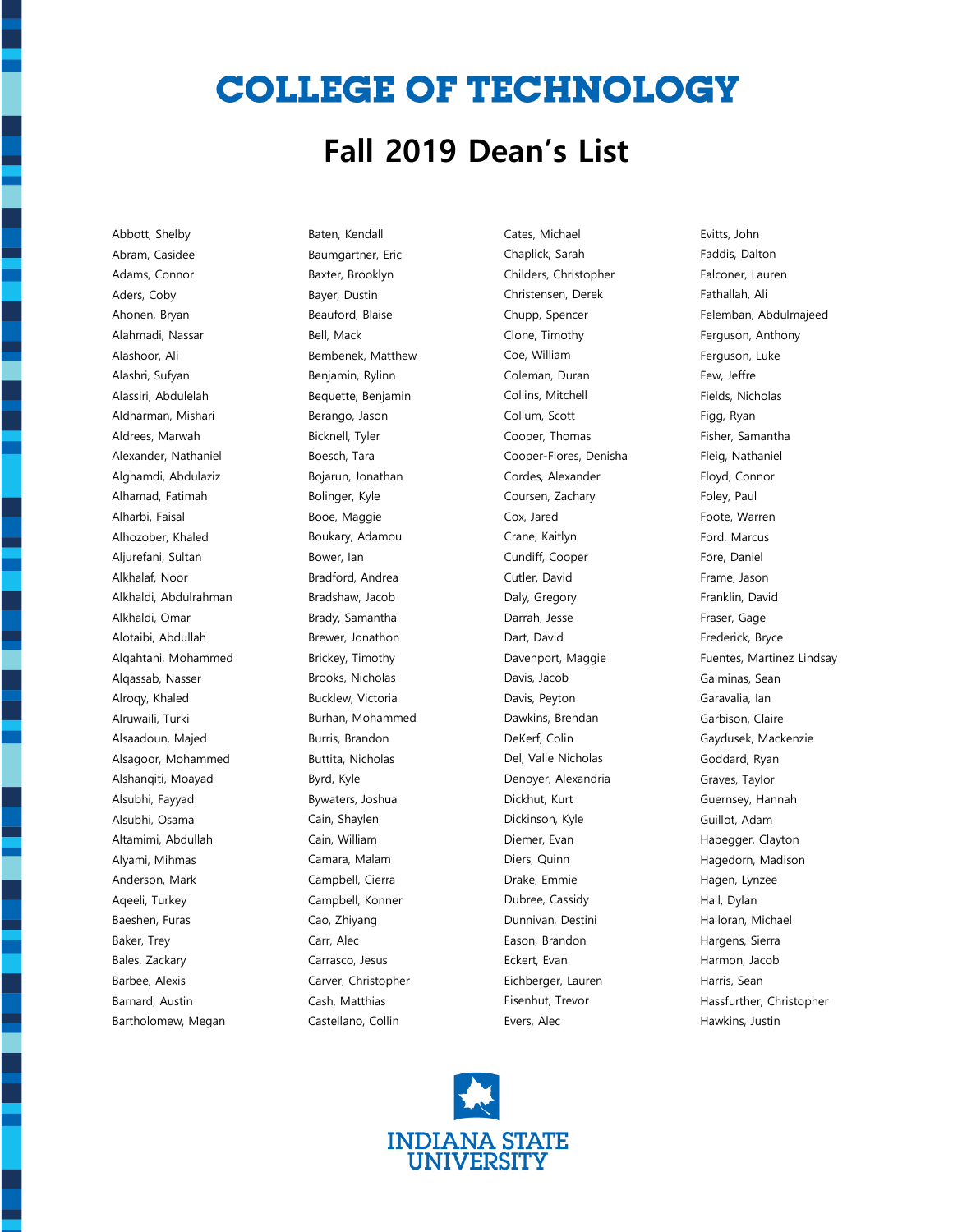# COLLEGE OF TECHNOLOGY

## Fall 2019 Dean's List

Abbott, Shelby
Abram, Casidee
Adams, Connor
Aders, Coby
Ahonen, Bryan
Alahmadi, Nassar
Alashoor, Ali
Alashri, Sufyan
Alassiri, Abdulelah
Aldharman, Mishari
Aldrees, Marwah
Alexander, Nathaniel
Alghamdi, Abdulaziz
Alhamad, Fatimah
Alharbi, Faisal
Alhozober, Khaled
Aljurefani, Sultan
Alkhalaf, Noor
Alkhaldi, Abdulrahman
Alkhaldi, Omar
Alotaibi, Abdullah
Alqahtani, Mohammed
Alqassab, Nasser
Alroqy, Khaled
Alruwaili, Turki
Alsaadoun, Majed
Alsagoor, Mohammed
Alshanqiti, Moayad
Alsubhi, Fayyad
Alsubhi, Osama
Altamimi, Abdullah
Alyami, Mihmas
Anderson, Mark
Aqeeli, Turkey
Baeshen, Furas
Baker, Trey
Bales, Zackary
Barbee, Alexis
Barnard, Austin
Bartholomew, Megan
Baten, Kendall
Baumgartner, Eric
Baxter, Brooklyn
Bayer, Dustin
Beauford, Blaise
Bell, Mack
Bembenek, Matthew
Benjamin, Rylinn
Bequette, Benjamin
Berango, Jason
Bicknell, Tyler
Boesch, Tara
Bojarun, Jonathan
Bolinger, Kyle
Booe, Maggie
Boukary, Adamou
Bower, Ian
Bradford, Andrea
Bradshaw, Jacob
Brady, Samantha
Brewer, Jonathon
Brickey, Timothy
Brooks, Nicholas
Bucklew, Victoria
Burhan, Mohammed
Burris, Brandon
Buttita, Nicholas
Byrd, Kyle
Bywaters, Joshua
Cain, Shaylen
Cain, William
Camara, Malam
Campbell, Cierra
Campbell, Konner
Cao, Zhiyang
Carr, Alec
Carrasco, Jesus
Carver, Christopher
Cash, Matthias
Castellano, Collin
Cates, Michael
Chaplick, Sarah
Childers, Christopher
Christensen, Derek
Chupp, Spencer
Clone, Timothy
Coe, William
Coleman, Duran
Collins, Mitchell
Collum, Scott
Cooper, Thomas
Cooper-Flores, Denisha
Cordes, Alexander
Coursen, Zachary
Cox, Jared
Crane, Kaitlyn
Cundiff, Cooper
Cutler, David
Daly, Gregory
Darrah, Jesse
Dart, David
Davenport, Maggie
Davis, Jacob
Davis, Peyton
Dawkins, Brendan
DeKerf, Colin
Del, Valle Nicholas
Denoyer, Alexandria
Dickhut, Kurt
Dickinson, Kyle
Diemer, Evan
Diers, Quinn
Drake, Emmie
Dubree, Cassidy
Dunnivan, Destini
Eason, Brandon
Eckert, Evan
Eichberger, Lauren
Eisenhut, Trevor
Evers, Alec
Evitts, John
Faddis, Dalton
Falconer, Lauren
Fathallah, Ali
Felemban, Abdulmajeed
Ferguson, Anthony
Ferguson, Luke
Few, Jeffre
Fields, Nicholas
Figg, Ryan
Fisher, Samantha
Fleig, Nathaniel
Floyd, Connor
Foley, Paul
Foote, Warren
Ford, Marcus
Fore, Daniel
Frame, Jason
Franklin, David
Fraser, Gage
Frederick, Bryce
Fuentes, Martinez Lindsay
Galminas, Sean
Garavalia, Ian
Garbison, Claire
Gaydusek, Mackenzie
Goddard, Ryan
Graves, Taylor
Guernsey, Hannah
Guillot, Adam
Habegger, Clayton
Hagedorn, Madison
Hagen, Lynzee
Hall, Dylan
Halloran, Michael
Hargens, Sierra
Harmon, Jacob
Harris, Sean
Hassfurther, Christopher
Hawkins, Justin

INDIANA STATE UNIVERSITY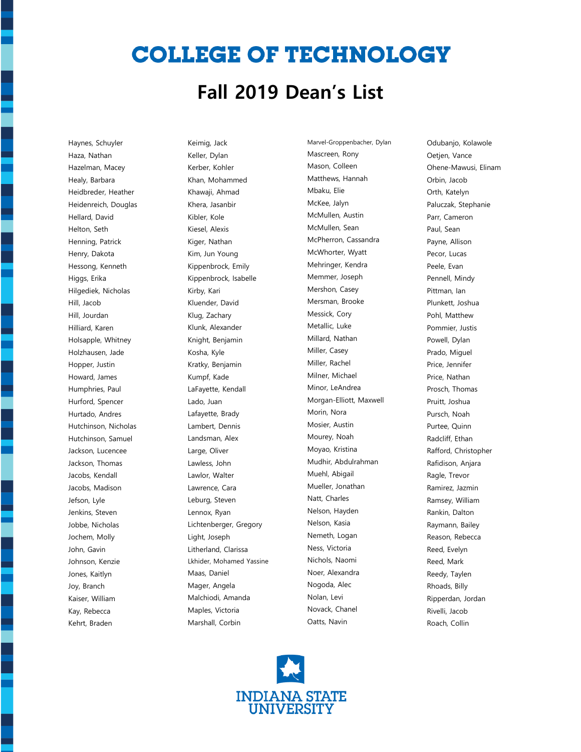# COLLEGE OF TECHNOLOGY

## Fall 2019 Dean's List

Haynes, Schuyler
Haza, Nathan
Hazelman, Macey
Healy, Barbara
Heidbreder, Heather
Heidenreich, Douglas
Hellard, David
Helton, Seth
Henning, Patrick
Henry, Dakota
Hessong, Kenneth
Higgs, Erika
Hilgediek, Nicholas
Hill, Jacob
Hill, Jourdan
Hilliard, Karen
Holsapple, Whitney
Holzhausen, Jade
Hopper, Justin
Howard, James
Humphries, Paul
Hurford, Spencer
Hurtado, Andres
Hutchinson, Nicholas
Hutchinson, Samuel
Jackson, Lucencee
Jackson, Thomas
Jacobs, Kendall
Jacobs, Madison
Jefson, Lyle
Jenkins, Steven
Jobbe, Nicholas
Jochem, Molly
John, Gavin
Johnson, Kenzie
Jones, Kaitlyn
Joy, Branch
Kaiser, William
Kay, Rebecca
Kehrt, Braden
Keimig, Jack
Keller, Dylan
Kerber, Kohler
Khan, Mohammed
Khawaji, Ahmad
Khera, Jasanbir
Kibler, Kole
Kiesel, Alexis
Kiger, Nathan
Kim, Jun Young
Kippenbrock, Emily
Kippenbrock, Isabelle
Kirby, Kari
Kluender, David
Klug, Zachary
Klunk, Alexander
Knight, Benjamin
Kosha, Kyle
Kratky, Benjamin
Kumpf, Kade
LaFayette, Kendall
Lado, Juan
Lafayette, Brady
Lambert, Dennis
Landsman, Alex
Large, Oliver
Lawless, John
Lawlor, Walter
Lawrence, Cara
Leburg, Steven
Lennox, Ryan
Lichtenberger, Gregory
Light, Joseph
Litherland, Clarissa
Lkhider, Mohamed Yassine
Maas, Daniel
Mager, Angela
Malchiodi, Amanda
Maples, Victoria
Marshall, Corbin
Marvel-Groppenbacher, Dylan
Mascreen, Rony
Mason, Colleen
Matthews, Hannah
Mbaku, Elie
McKee, Jalyn
McMullen, Austin
McMullen, Sean
McPherron, Cassandra
McWhorter, Wyatt
Mehringer, Kendra
Memmer, Joseph
Mershon, Casey
Mersman, Brooke
Messick, Cory
Metallic, Luke
Millard, Nathan
Miller, Casey
Miller, Rachel
Milner, Michael
Minor, LeAndrea
Morgan-Elliott, Maxwell
Morin, Nora
Mosier, Austin
Mourey, Noah
Moyao, Kristina
Mudhir, Abdulrahman
Muehl, Abigail
Mueller, Jonathan
Natt, Charles
Nelson, Hayden
Nelson, Kasia
Nemeth, Logan
Ness, Victoria
Nichols, Naomi
Noer, Alexandra
Nogoda, Alec
Nolan, Levi
Novack, Chanel
Oatts, Navin
Odubanjo, Kolawole
Oetjen, Vance
Ohene-Mawusi, Elinam
Orbin, Jacob
Orth, Katelyn
Paluczak, Stephanie
Parr, Cameron
Paul, Sean
Payne, Allison
Pecor, Lucas
Peele, Evan
Pennell, Mindy
Pittman, Ian
Plunkett, Joshua
Pohl, Matthew
Pommier, Justis
Powell, Dylan
Prado, Miguel
Price, Jennifer
Price, Nathan
Prosch, Thomas
Pruitt, Joshua
Pursch, Noah
Purtee, Quinn
Radcliff, Ethan
Rafford, Christopher
Rafidison, Anjara
Ragle, Trevor
Ramirez, Jazmin
Ramsey, William
Rankin, Dalton
Raymann, Bailey
Reason, Rebecca
Reed, Evelyn
Reed, Mark
Reedy, Taylen
Rhoads, Billy
Ripperdan, Jordan
Rivelli, Jacob
Roach, Collin

INDIANA STATE UNIVERSITY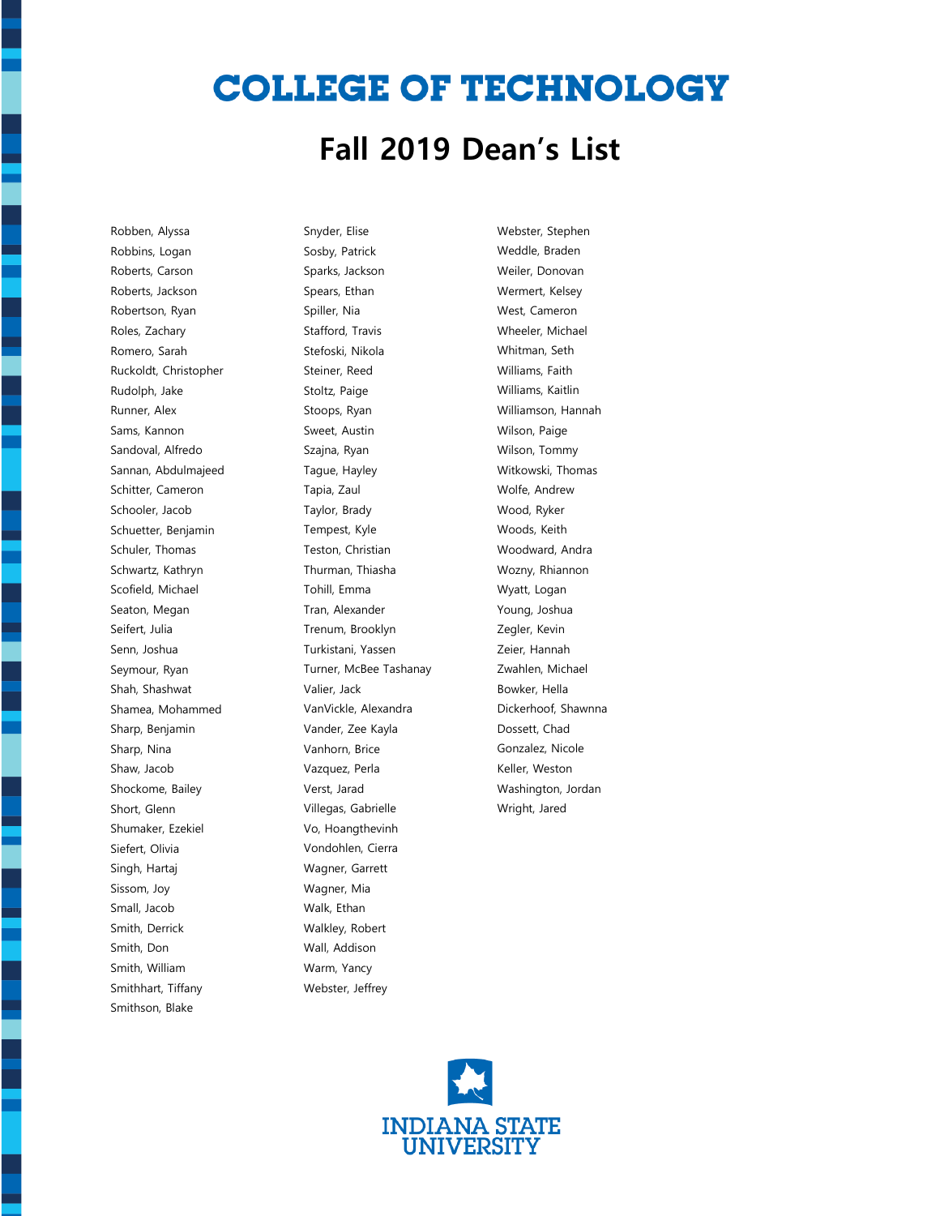# COLLEGE OF TECHNOLOGY

## Fall 2019 Dean's List

Robben, Alyssa
Robbins, Logan
Roberts, Carson
Roberts, Jackson
Robertson, Ryan
Roles, Zachary
Romero, Sarah
Ruckoldt, Christopher
Rudolph, Jake
Runner, Alex
Sams, Kannon
Sandoval, Alfredo
Sannan, Abdulmajeed
Schitter, Cameron
Schooler, Jacob
Schuetter, Benjamin
Schuler, Thomas
Schwartz, Kathryn
Scofield, Michael
Seaton, Megan
Seifert, Julia
Senn, Joshua
Seymour, Ryan
Shah, Shashwat
Shamea, Mohammed
Sharp, Benjamin
Sharp, Nina
Shaw, Jacob
Shockome, Bailey
Short, Glenn
Shumaker, Ezekiel
Siefert, Olivia
Singh, Hartaj
Sissom, Joy
Small, Jacob
Smith, Derrick
Smith, Don
Smith, William
Smithhart, Tiffany
Smithson, Blake
Snyder, Elise
Sosby, Patrick
Sparks, Jackson
Spears, Ethan
Spiller, Nia
Stafford, Travis
Stefoski, Nikola
Steiner, Reed
Stoltz, Paige
Stoops, Ryan
Sweet, Austin
Szajna, Ryan
Tague, Hayley
Tapia, Zaul
Taylor, Brady
Tempest, Kyle
Teston, Christian
Thurman, Thiasha
Tohill, Emma
Tran, Alexander
Trenum, Brooklyn
Turkistani, Yassen
Turner, McBee Tashanay
Valier, Jack
VanVickle, Alexandra
Vander, Zee Kayla
Vanhorn, Brice
Vazquez, Perla
Verst, Jarad
Villegas, Gabrielle
Vo, Hoangthevinh
Vondohlen, Cierra
Wagner, Garrett
Wagner, Mia
Walk, Ethan
Walkley, Robert
Wall, Addison
Warm, Yancy
Webster, Jeffrey
Webster, Stephen
Weddle, Braden
Weiler, Donovan
Wermert, Kelsey
West, Cameron
Wheeler, Michael
Whitman, Seth
Williams, Faith
Williams, Kaitlin
Williamson, Hannah
Wilson, Paige
Wilson, Tommy
Witkowski, Thomas
Wolfe, Andrew
Wood, Ryker
Woods, Keith
Woodward, Andra
Wozny, Rhiannon
Wyatt, Logan
Young, Joshua
Zegler, Kevin
Zeier, Hannah
Zwahlen, Michael
Bowker, Hella
Dickerhoof, Shawnna
Dossett, Chad
Gonzalez, Nicole
Keller, Weston
Washington, Jordan
Wright, Jared

INDIANA STATE UNIVERSITY